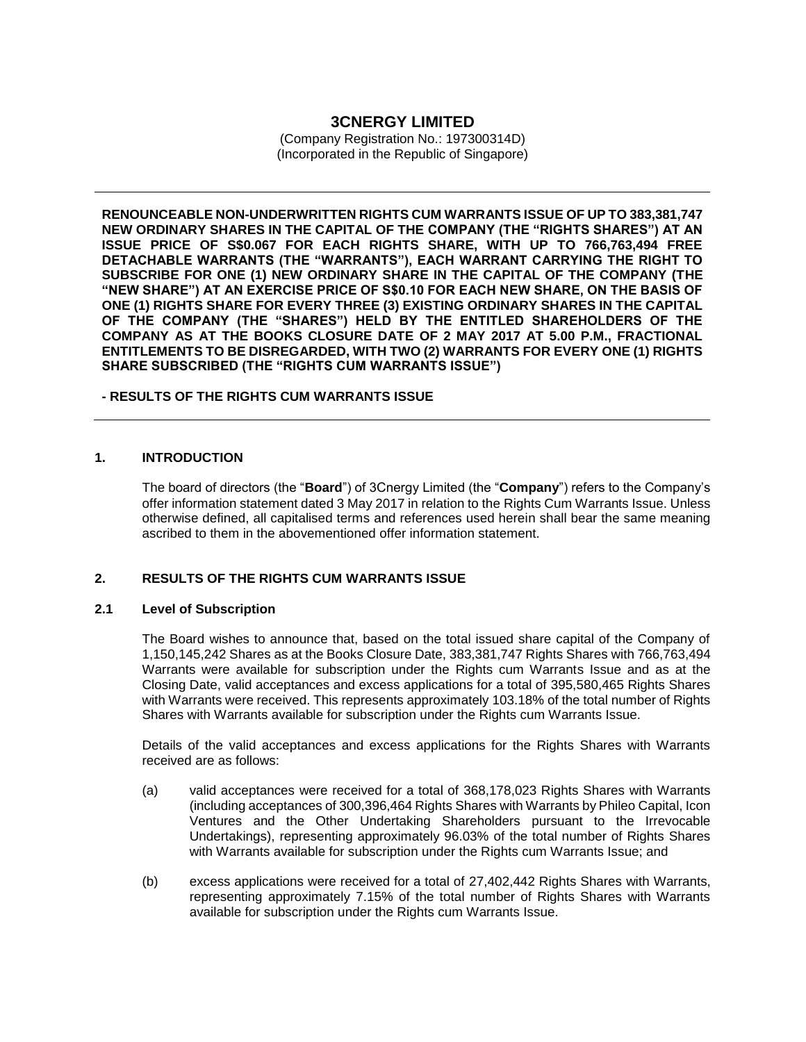# 3CNERGY LIMITED

(Company Registration No.: 197300314D)
(Incorporated in the Republic of Singapore)

---

**RENOUNCEABLE NON-UNDERWRITTEN RIGHTS CUM WARRANTS ISSUE OF UP TO 383,381,747 NEW ORDINARY SHARES IN THE CAPITAL OF THE COMPANY (THE "RIGHTS SHARES") AT AN ISSUE PRICE OF S$0.067 FOR EACH RIGHTS SHARE, WITH UP TO 766,763,494 FREE DETACHABLE WARRANTS (THE "WARRANTS"), EACH WARRANT CARRYING THE RIGHT TO SUBSCRIBE FOR ONE (1) NEW ORDINARY SHARE IN THE CAPITAL OF THE COMPANY (THE "NEW SHARE") AT AN EXERCISE PRICE OF S$0.10 FOR EACH NEW SHARE, ON THE BASIS OF ONE (1) RIGHTS SHARE FOR EVERY THREE (3) EXISTING ORDINARY SHARES IN THE CAPITAL OF THE COMPANY (THE "SHARES") HELD BY THE ENTITLED SHAREHOLDERS OF THE COMPANY AS AT THE BOOKS CLOSURE DATE OF 2 MAY 2017 AT 5.00 P.M., FRACTIONAL ENTITLEMENTS TO BE DISREGARDED, WITH TWO (2) WARRANTS FOR EVERY ONE (1) RIGHTS SHARE SUBSCRIBED (THE "RIGHTS CUM WARRANTS ISSUE")**

**- RESULTS OF THE RIGHTS CUM WARRANTS ISSUE**

---

## 1. INTRODUCTION

The board of directors (the "**Board**") of 3Cnergy Limited (the "**Company**") refers to the Company's offer information statement dated 3 May 2017 in relation to the Rights Cum Warrants Issue. Unless otherwise defined, all capitalised terms and references used herein shall bear the same meaning ascribed to them in the abovementioned offer information statement.

## 2. RESULTS OF THE RIGHTS CUM WARRANTS ISSUE

### 2.1 Level of Subscription

The Board wishes to announce that, based on the total issued share capital of the Company of 1,150,145,242 Shares as at the Books Closure Date, 383,381,747 Rights Shares with 766,763,494 Warrants were available for subscription under the Rights cum Warrants Issue and as at the Closing Date, valid acceptances and excess applications for a total of 395,580,465 Rights Shares with Warrants were received. This represents approximately 103.18% of the total number of Rights Shares with Warrants available for subscription under the Rights cum Warrants Issue.

Details of the valid acceptances and excess applications for the Rights Shares with Warrants received are as follows:

(a) valid acceptances were received for a total of 368,178,023 Rights Shares with Warrants (including acceptances of 300,396,464 Rights Shares with Warrants by Phileo Capital, Icon Ventures and the Other Undertaking Shareholders pursuant to the Irrevocable Undertakings), representing approximately 96.03% of the total number of Rights Shares with Warrants available for subscription under the Rights cum Warrants Issue; and

(b) excess applications were received for a total of 27,402,442 Rights Shares with Warrants, representing approximately 7.15% of the total number of Rights Shares with Warrants available for subscription under the Rights cum Warrants Issue.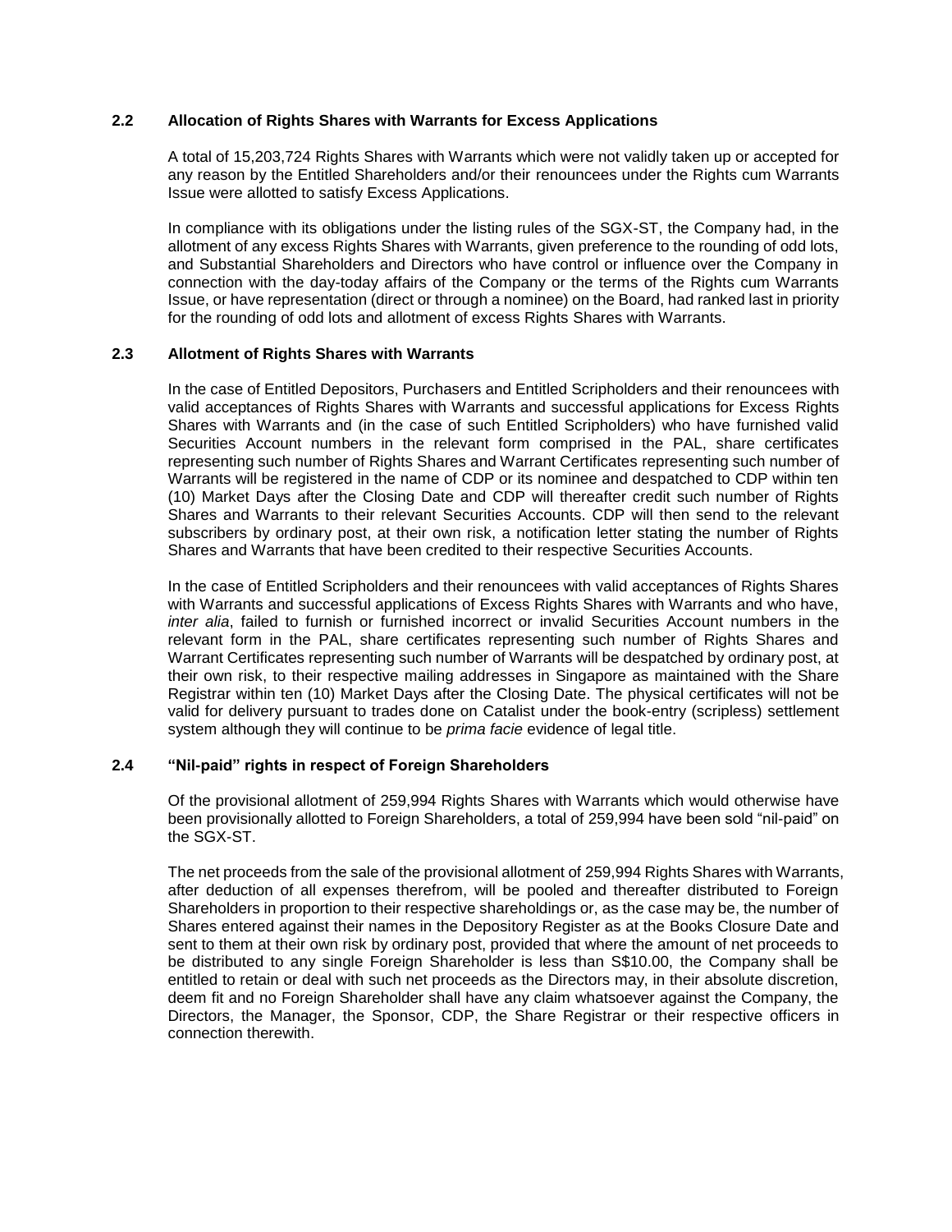### 2.2 Allocation of Rights Shares with Warrants for Excess Applications

A total of 15,203,724 Rights Shares with Warrants which were not validly taken up or accepted for any reason by the Entitled Shareholders and/or their renouncees under the Rights cum Warrants Issue were allotted to satisfy Excess Applications.

In compliance with its obligations under the listing rules of the SGX-ST, the Company had, in the allotment of any excess Rights Shares with Warrants, given preference to the rounding of odd lots, and Substantial Shareholders and Directors who have control or influence over the Company in connection with the day-today affairs of the Company or the terms of the Rights cum Warrants Issue, or have representation (direct or through a nominee) on the Board, had ranked last in priority for the rounding of odd lots and allotment of excess Rights Shares with Warrants.

### 2.3 Allotment of Rights Shares with Warrants

In the case of Entitled Depositors, Purchasers and Entitled Scripholders and their renouncees with valid acceptances of Rights Shares with Warrants and successful applications for Excess Rights Shares with Warrants and (in the case of such Entitled Scripholders) who have furnished valid Securities Account numbers in the relevant form comprised in the PAL, share certificates representing such number of Rights Shares and Warrant Certificates representing such number of Warrants will be registered in the name of CDP or its nominee and despatched to CDP within ten (10) Market Days after the Closing Date and CDP will thereafter credit such number of Rights Shares and Warrants to their relevant Securities Accounts. CDP will then send to the relevant subscribers by ordinary post, at their own risk, a notification letter stating the number of Rights Shares and Warrants that have been credited to their respective Securities Accounts.

In the case of Entitled Scripholders and their renouncees with valid acceptances of Rights Shares with Warrants and successful applications of Excess Rights Shares with Warrants and who have, *inter alia*, failed to furnish or furnished incorrect or invalid Securities Account numbers in the relevant form in the PAL, share certificates representing such number of Rights Shares and Warrant Certificates representing such number of Warrants will be despatched by ordinary post, at their own risk, to their respective mailing addresses in Singapore as maintained with the Share Registrar within ten (10) Market Days after the Closing Date. The physical certificates will not be valid for delivery pursuant to trades done on Catalist under the book-entry (scripless) settlement system although they will continue to be *prima facie* evidence of legal title.

### 2.4 "Nil-paid" rights in respect of Foreign Shareholders

Of the provisional allotment of 259,994 Rights Shares with Warrants which would otherwise have been provisionally allotted to Foreign Shareholders, a total of 259,994 have been sold "nil-paid" on the SGX-ST.

The net proceeds from the sale of the provisional allotment of 259,994 Rights Shares with Warrants, after deduction of all expenses therefrom, will be pooled and thereafter distributed to Foreign Shareholders in proportion to their respective shareholdings or, as the case may be, the number of Shares entered against their names in the Depository Register as at the Books Closure Date and sent to them at their own risk by ordinary post, provided that where the amount of net proceeds to be distributed to any single Foreign Shareholder is less than S$10.00, the Company shall be entitled to retain or deal with such net proceeds as the Directors may, in their absolute discretion, deem fit and no Foreign Shareholder shall have any claim whatsoever against the Company, the Directors, the Manager, the Sponsor, CDP, the Share Registrar or their respective officers in connection therewith.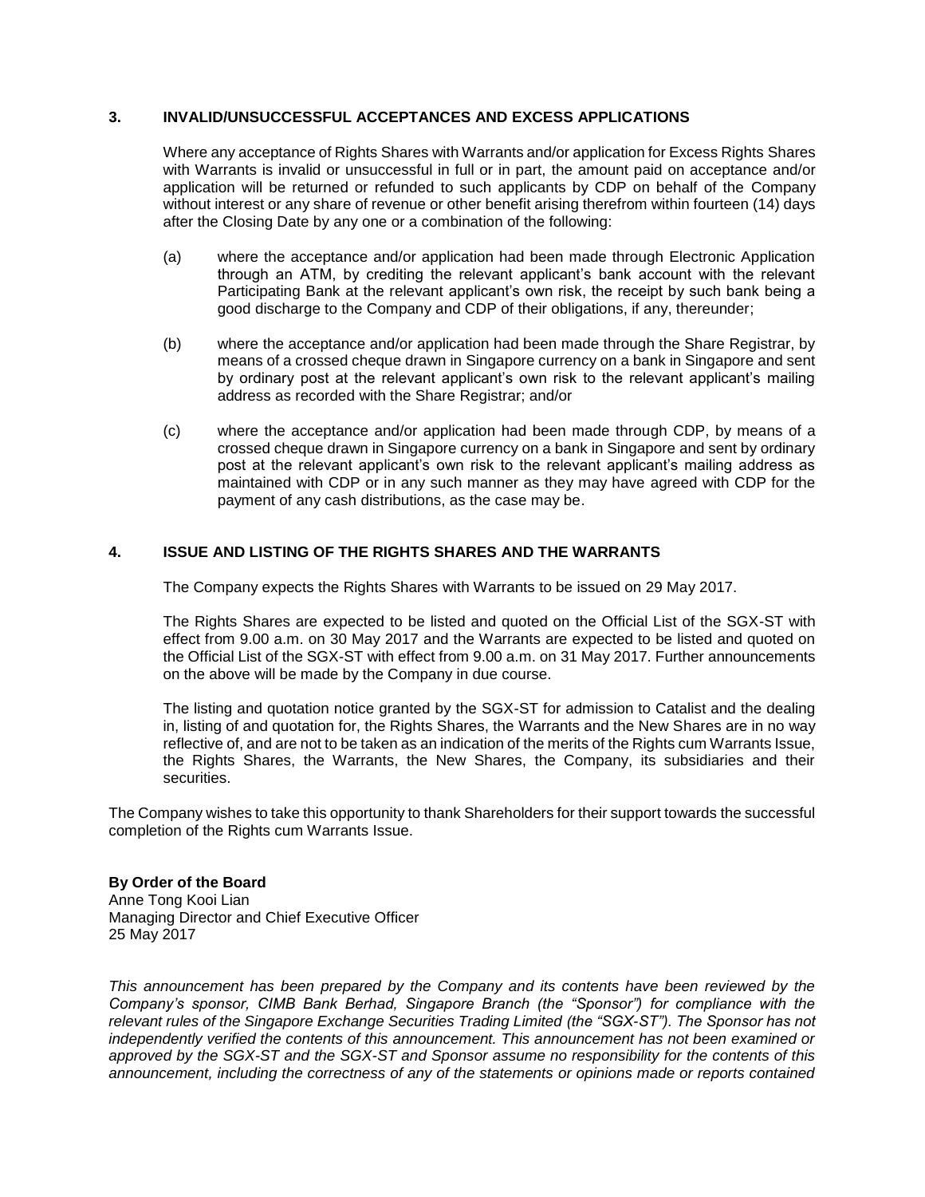### 3. INVALID/UNSUCCESSFUL ACCEPTANCES AND EXCESS APPLICATIONS

Where any acceptance of Rights Shares with Warrants and/or application for Excess Rights Shares with Warrants is invalid or unsuccessful in full or in part, the amount paid on acceptance and/or application will be returned or refunded to such applicants by CDP on behalf of the Company without interest or any share of revenue or other benefit arising therefrom within fourteen (14) days after the Closing Date by any one or a combination of the following:

(a) where the acceptance and/or application had been made through Electronic Application through an ATM, by crediting the relevant applicant's bank account with the relevant Participating Bank at the relevant applicant's own risk, the receipt by such bank being a good discharge to the Company and CDP of their obligations, if any, thereunder;

(b) where the acceptance and/or application had been made through the Share Registrar, by means of a crossed cheque drawn in Singapore currency on a bank in Singapore and sent by ordinary post at the relevant applicant's own risk to the relevant applicant's mailing address as recorded with the Share Registrar; and/or

(c) where the acceptance and/or application had been made through CDP, by means of a crossed cheque drawn in Singapore currency on a bank in Singapore and sent by ordinary post at the relevant applicant's own risk to the relevant applicant's mailing address as maintained with CDP or in any such manner as they may have agreed with CDP for the payment of any cash distributions, as the case may be.

### 4. ISSUE AND LISTING OF THE RIGHTS SHARES AND THE WARRANTS

The Company expects the Rights Shares with Warrants to be issued on 29 May 2017.

The Rights Shares are expected to be listed and quoted on the Official List of the SGX-ST with effect from 9.00 a.m. on 30 May 2017 and the Warrants are expected to be listed and quoted on the Official List of the SGX-ST with effect from 9.00 a.m. on 31 May 2017. Further announcements on the above will be made by the Company in due course.

The listing and quotation notice granted by the SGX-ST for admission to Catalist and the dealing in, listing of and quotation for, the Rights Shares, the Warrants and the New Shares are in no way reflective of, and are not to be taken as an indication of the merits of the Rights cum Warrants Issue, the Rights Shares, the Warrants, the New Shares, the Company, its subsidiaries and their securities.

The Company wishes to take this opportunity to thank Shareholders for their support towards the successful completion of the Rights cum Warrants Issue.

**By Order of the Board**
Anne Tong Kooi Lian
Managing Director and Chief Executive Officer
25 May 2017

*This announcement has been prepared by the Company and its contents have been reviewed by the Company's sponsor, CIMB Bank Berhad, Singapore Branch (the "Sponsor") for compliance with the relevant rules of the Singapore Exchange Securities Trading Limited (the "SGX-ST"). The Sponsor has not independently verified the contents of this announcement. This announcement has not been examined or approved by the SGX-ST and the SGX-ST and Sponsor assume no responsibility for the contents of this announcement, including the correctness of any of the statements or opinions made or reports contained*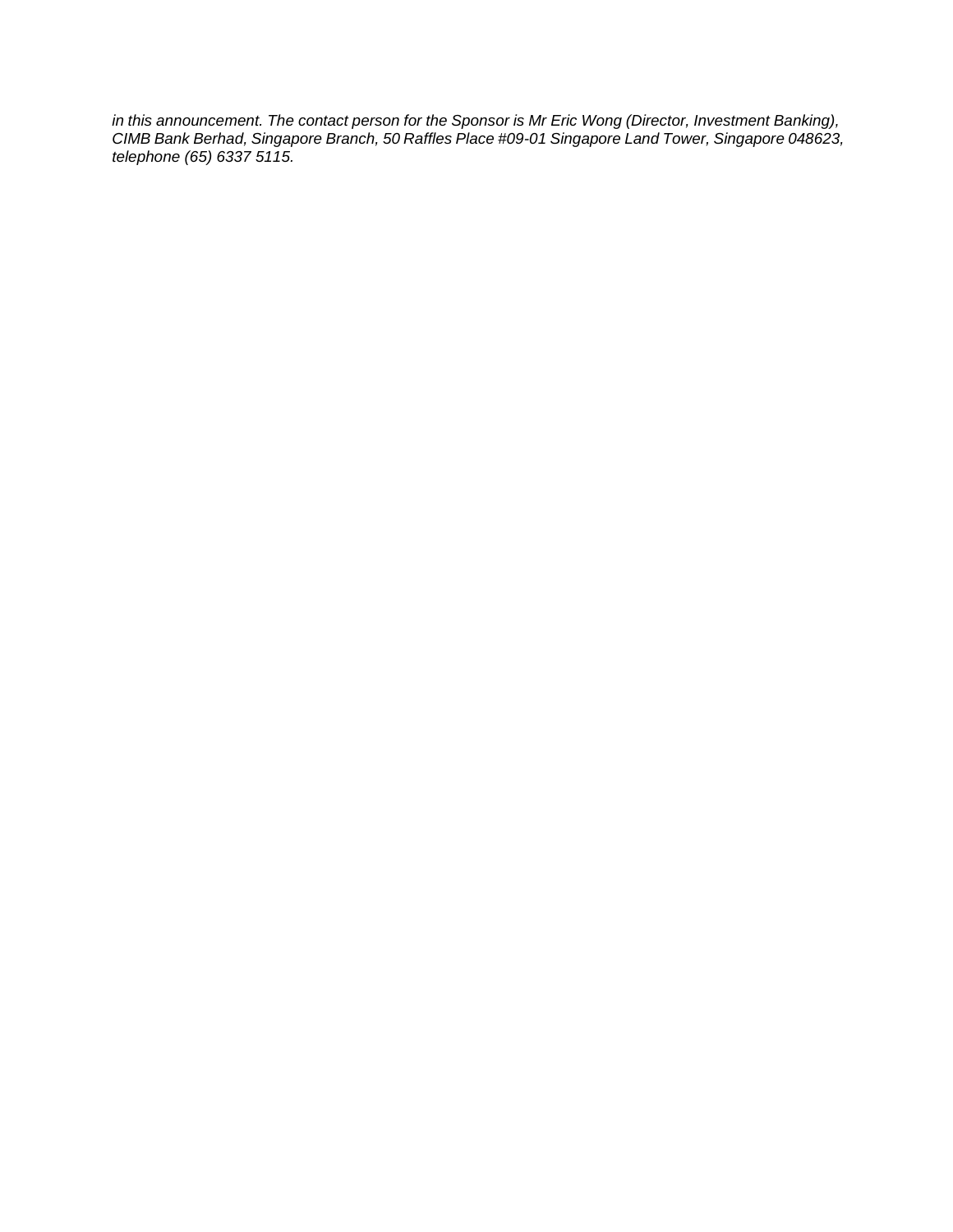*in this announcement. The contact person for the Sponsor is Mr Eric Wong (Director, Investment Banking), CIMB Bank Berhad, Singapore Branch, 50 Raffles Place #09-01 Singapore Land Tower, Singapore 048623, telephone (65) 6337 5115.*